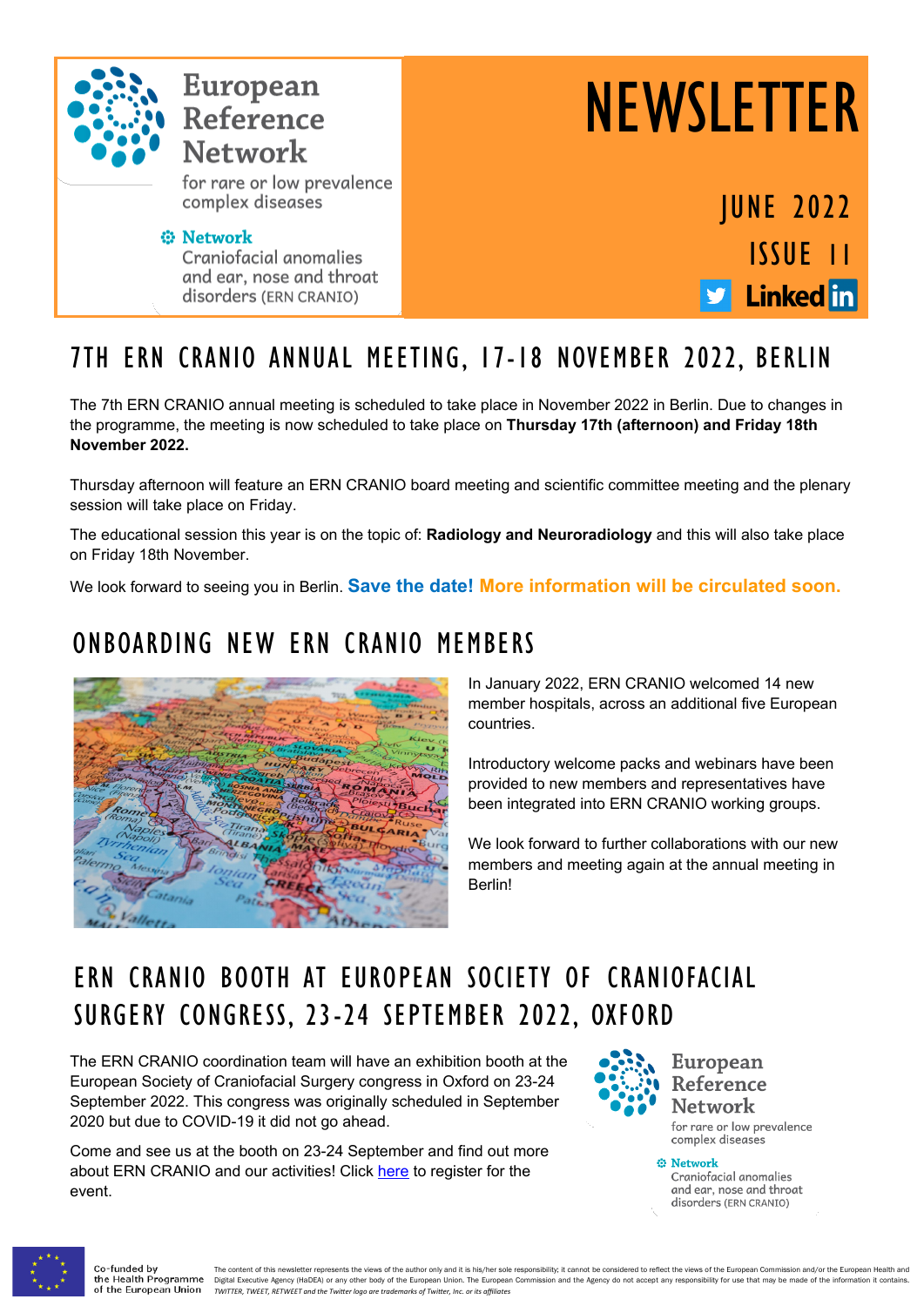European Reference Network

for rare or low prevalence complex diseases

Network Craniofacial anomalies and ear, nose and throat disorders (ERN CRANIO)

# NEWSLETTER

JUNE 2022

ISSUE 11

LinkedIn

## 7TH ERN CRANIO ANNUAL MEETING, 17-18 NOVEMBER 2022, BERLIN

The 7th ERN CRANIO annual meeting is scheduled to take place in November 2022 in Berlin. Due to changes in the programme, the meeting is now scheduled to take place on **Thursday 17th (afternoon) and Friday 18th November 2022.**

Thursday afternoon will feature an ERN CRANIO board meeting and scientific committee meeting and the plenary session will take place on Friday.

The educational session this year is on the topic of: **Radiology and Neuroradiology** and this will also take place on Friday 18th November.

We look forward to seeing you in Berlin. **Save the date! More information will be circulated soon.**

## ONBOARDING NEW ERN CRANIO MEMBERS

In January 2022, ERN CRANIO welcomed 14 new member hospitals, across an additional five European countries.

Introductory welcome packs and webinars have been provided to new members and representatives have been integrated into ERN CRANIO working groups.

We look forward to further collaborations with our new members and meeting again at the annual meeting in Berlin!

## ERN CRANIO BOOTH AT EUROPEAN SOCIETY OF CRANIOFACIAL SURGERY CONGRESS, 23-24 SEPTEMBER 2022, OXFORD

The ERN CRANIO coordination team will have an exhibition booth at the European Society of Craniofacial Surgery congress in Oxford on 23-24 September 2022. This congress was originally scheduled in September 2020 but due to COVID-19 it did not go ahead.

Come and see us at the booth on 23-24 September and find out more about ERN CRANIO and our activities! Click here to register for the event.

European Reference Network

for rare or low prevalence complex diseases

Network Craniofacial anomalies and ear, nose and throat disorders (ERN CRANIO)

Co-funded by the Health Programme of the European Union

The content of this newsletter represents the views of the author only and it is his/her sole responsibility; it cannot be considered to reflect the views of the European Commission and/or the European Health and Digital Executive Agency (HaDEA) or any other body of the European Union. The European Commission and the Agency do not accept any responsibility for use that may be made of the information it contains. *TWITTER, TWEET, RETWEET and the Twitter logo are trademarks of Twitter, Inc. or its affiliates*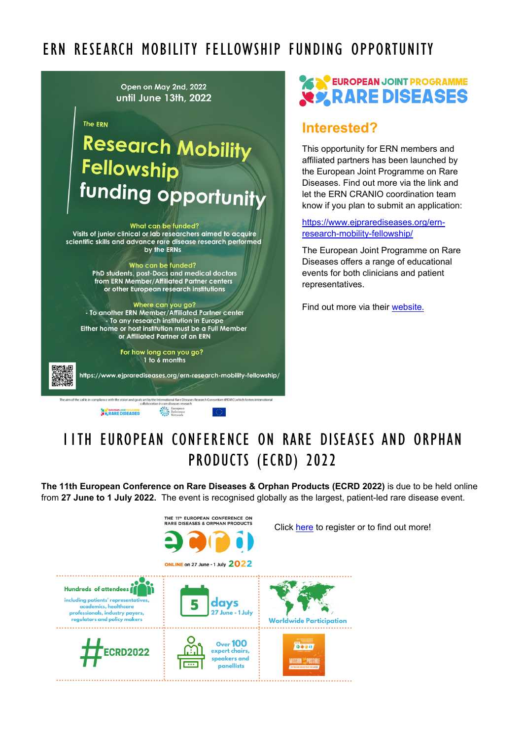# ERN RESEARCH MOBILITY FELLOWSHIP FUNDING OPPORTUNITY

Open on May 2nd, 2022
until June 13th, 2022

The ERN

Research Mobility Fellowship funding opportunity

What can be funded?
Visits of junior clinical or lab researchers aimed to acquire scientific skills and advance rare disease research performed by the ERNs

Who can be funded?
PhD students, post-Docs and medical doctors from ERN Member/Affiliated Partner centers or other European research institutions

Where can you go?
- To another ERN Member/Affiliated Partner center
- To any research institution in Europe
Either home or host institution must be a Full Member or Affiliated Partner of an ERN

For how long can you go?
1 to 6 months

https://www.ejprarediseases.org/ern-research-mobility-fellowship/

The aim of the call is in compliance with the vision and goals set by the International Rare Diseases Research Consortium (IRDiRC) which fosters international collaboration in rare diseases research

EUROPEAN JOINT PROGRAMME RARE DISEASES

## Interested?

This opportunity for ERN members and affiliated partners has been launched by the European Joint Programme on Rare Diseases. Find out more via the link and let the ERN CRANIO coordination team know if you plan to submit an application:

https://www.ejprarediseases.org/ern-research-mobility-fellowship/

The European Joint Programme on Rare Diseases offers a range of educational events for both clinicians and patient representatives.

Find out more via their website.

# 11TH EUROPEAN CONFERENCE ON RARE DISEASES AND ORPHAN PRODUCTS (ECRD) 2022

**The 11th European Conference on Rare Diseases & Orphan Products (ECRD 2022)** is due to be held online from **27 June to 1 July 2022.** The event is recognised globally as the largest, patient-led rare disease event.

THE 11th EUROPEAN CONFERENCE ON RARE DISEASES & ORPHAN PRODUCTS

ecrd

ONLINE on 27 June - 1 July 2022

Click here to register or to find out more!

Hundreds of attendees including patients' representatives, academics, healthcare professionals, industry payers, regulators and policy makers

5 days 27 June - 1 July

Worldwide Participation

#ECRD2022

Over 100 expert chairs, speakers and panellists